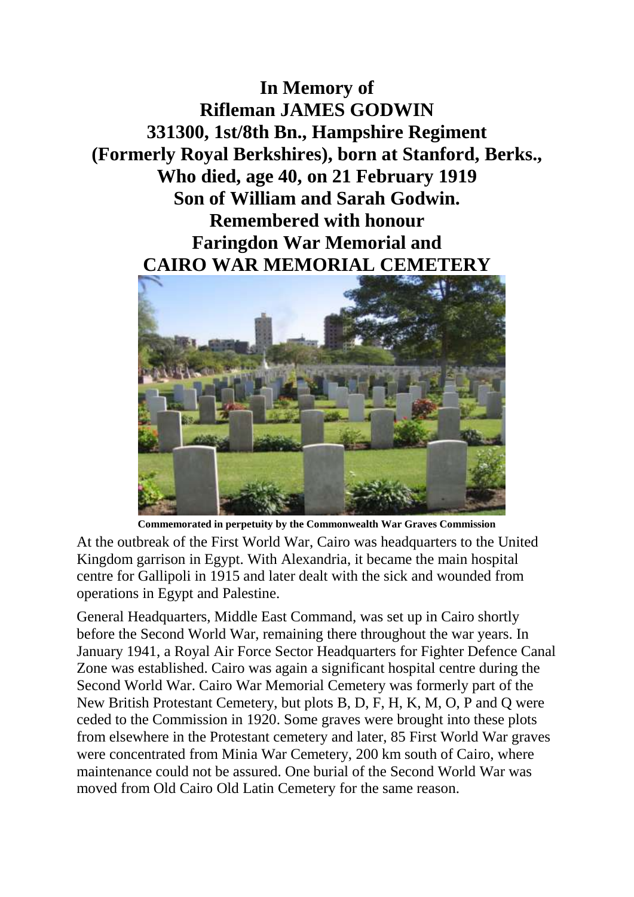# In Memory of
# Rifleman JAMES GODWIN
# 331300, 1st/8th Bn., Hampshire Regiment
# (Formerly Royal Berkshires), born at Stanford, Berks.,
# Who died, age 40, on 21 February 1919
# Son of William and Sarah Godwin.
# Remembered with honour
# Faringdon War Memorial and
# CAIRO WAR MEMORIAL CEMETERY

**Commemorated in perpetuity by the Commonwealth War Graves Commission**

At the outbreak of the First World War, Cairo was headquarters to the United Kingdom garrison in Egypt. With Alexandria, it became the main hospital centre for Gallipoli in 1915 and later dealt with the sick and wounded from operations in Egypt and Palestine.

General Headquarters, Middle East Command, was set up in Cairo shortly before the Second World War, remaining there throughout the war years. In January 1941, a Royal Air Force Sector Headquarters for Fighter Defence Canal Zone was established. Cairo was again a significant hospital centre during the Second World War. Cairo War Memorial Cemetery was formerly part of the New British Protestant Cemetery, but plots B, D, F, H, K, M, O, P and Q were ceded to the Commission in 1920. Some graves were brought into these plots from elsewhere in the Protestant cemetery and later, 85 First World War graves were concentrated from Minia War Cemetery, 200 km south of Cairo, where maintenance could not be assured. One burial of the Second World War was moved from Old Cairo Old Latin Cemetery for the same reason.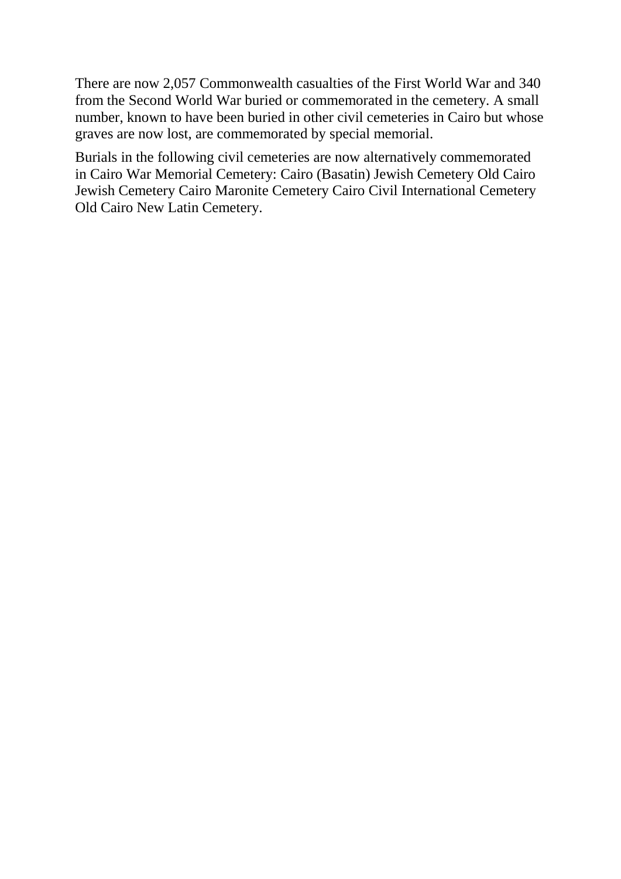There are now 2,057 Commonwealth casualties of the First World War and 340 from the Second World War buried or commemorated in the cemetery. A small number, known to have been buried in other civil cemeteries in Cairo but whose graves are now lost, are commemorated by special memorial.

Burials in the following civil cemeteries are now alternatively commemorated in Cairo War Memorial Cemetery: Cairo (Basatin) Jewish Cemetery Old Cairo Jewish Cemetery Cairo Maronite Cemetery Cairo Civil International Cemetery Old Cairo New Latin Cemetery.